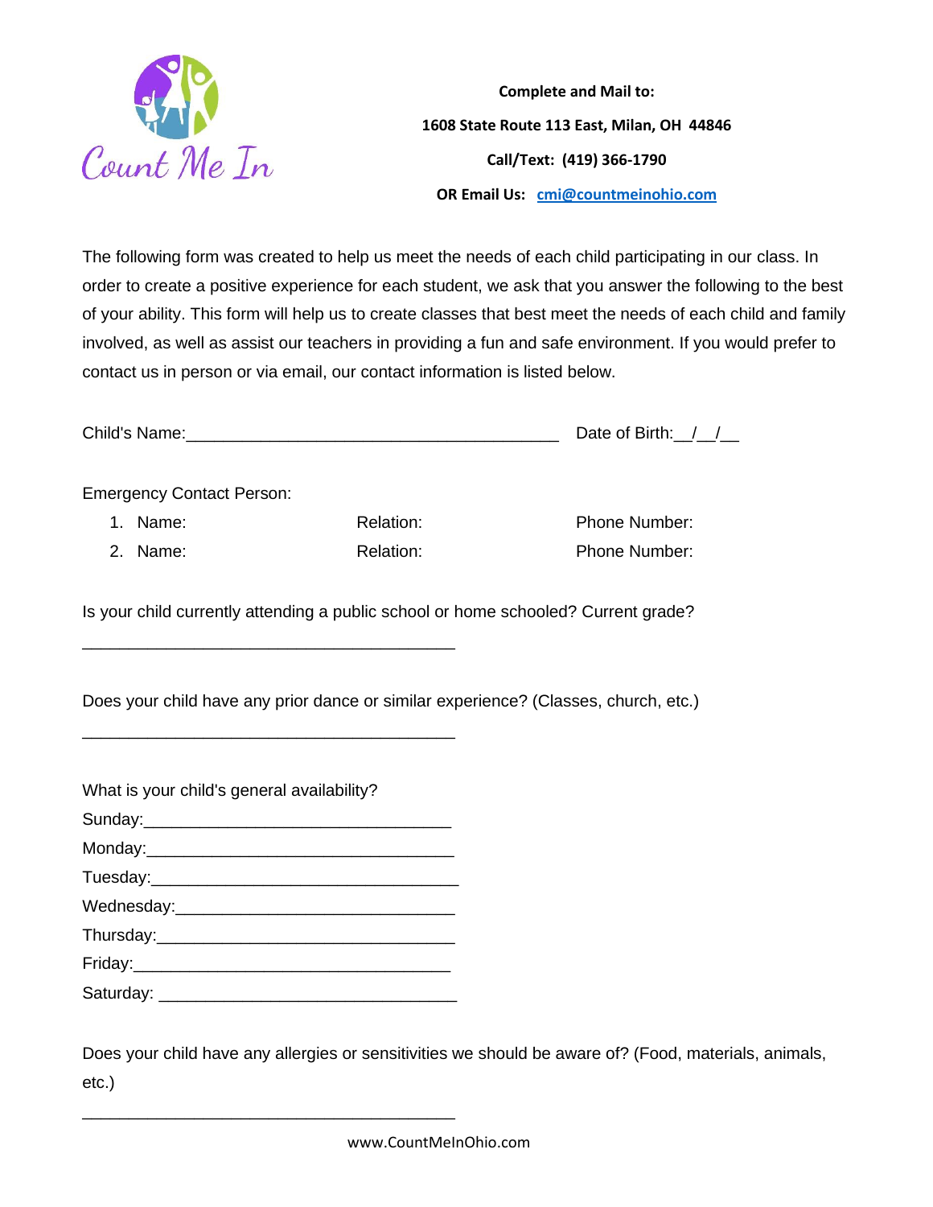Count Me In

**Complete and Mail to:**

**1608 State Route 113 East, Milan, OH 44846**

**Call/Text: (419) 366-1790**

**OR Email Us: cmi@countmeinohio.com**

The following form was created to help us meet the needs of each child participating in our class. In order to create a positive experience for each student, we ask that you answer the following to the best of your ability. This form will help us to create classes that best meet the needs of each child and family involved, as well as assist our teachers in providing a fun and safe environment. If you would prefer to contact us in person or via email, our contact information is listed below.

Child's Name:________________________________________ Date of Birth:__/__/__

Emergency Contact Person:

1. Name: Relation: Phone Number:
2. Name: Relation: Phone Number:

Is your child currently attending a public school or home schooled? Current grade?

________________________________________

Does your child have any prior dance or similar experience? (Classes, church, etc.)

________________________________________

What is your child's general availability?

Sunday:_________________________________

Monday:_________________________________

Tuesday:_________________________________

Wednesday:______________________________

Thursday:________________________________

Friday:__________________________________

Saturday: ________________________________

Does your child have any allergies or sensitivities we should be aware of? (Food, materials, animals, etc.)

________________________________________

www.CountMeInOhio.com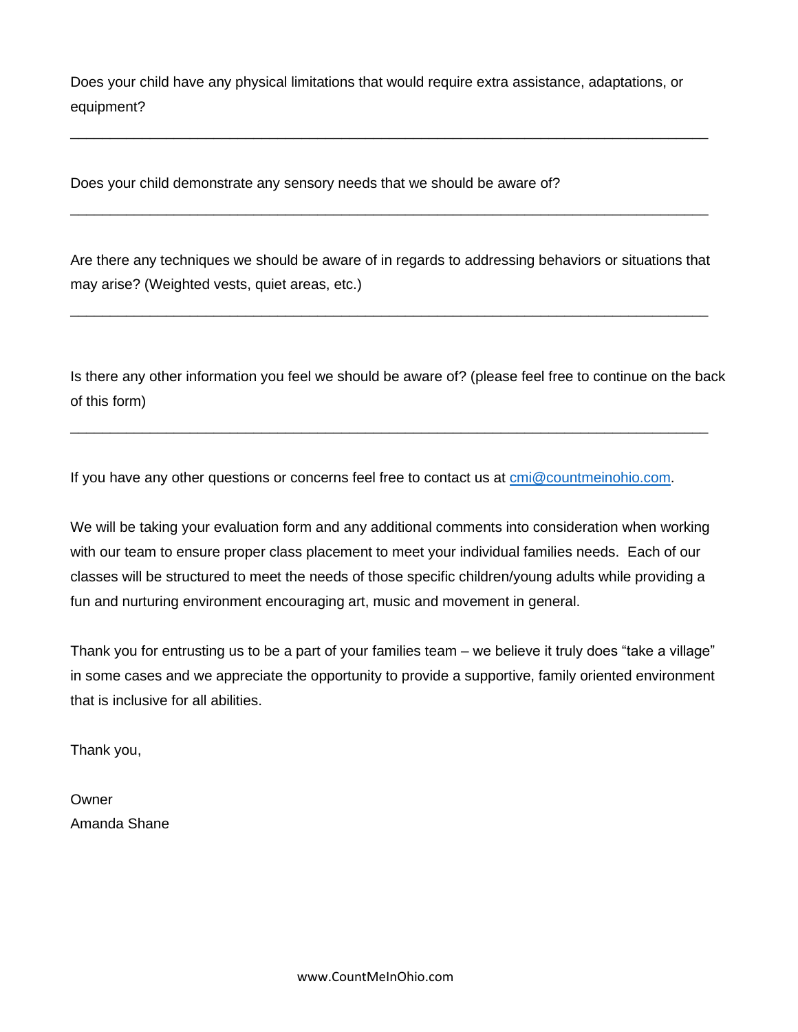Does your child have any physical limitations that would require extra assistance, adaptations, or equipment?

______________________________________________________________________________

Does your child demonstrate any sensory needs that we should be aware of?

______________________________________________________________________________

Are there any techniques we should be aware of in regards to addressing behaviors or situations that may arise? (Weighted vests, quiet areas, etc.)

______________________________________________________________________________

Is there any other information you feel we should be aware of? (please feel free to continue on the back of this form)

______________________________________________________________________________

If you have any other questions or concerns feel free to contact us at cmi@countmeinohio.com.

We will be taking your evaluation form and any additional comments into consideration when working with our team to ensure proper class placement to meet your individual families needs. Each of our classes will be structured to meet the needs of those specific children/young adults while providing a fun and nurturing environment encouraging art, music and movement in general.

Thank you for entrusting us to be a part of your families team – we believe it truly does "take a village" in some cases and we appreciate the opportunity to provide a supportive, family oriented environment that is inclusive for all abilities.

Thank you,

Owner
Amanda Shane

www.CountMeInOhio.com